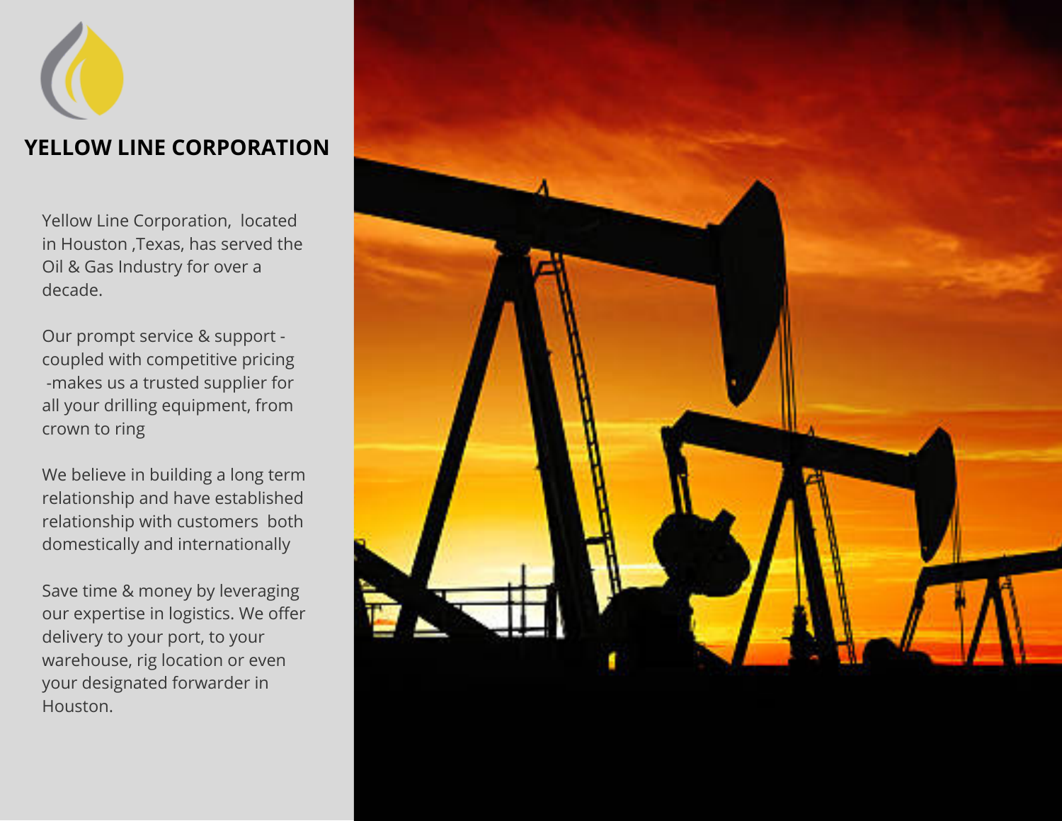# YELLOW LINE CORPORATION

Yellow Line Corporation, located in Houston ,Texas, has served the Oil & Gas Industry for over a decade.

Our prompt service & support - coupled with competitive pricing -makes us a trusted supplier for all your drilling equipment, from crown to ring

We believe in building a long term relationship and have established relationship with customers both domestically and internationally

Save time & money by leveraging our expertise in logistics. We offer delivery to your port, to your warehouse, rig location or even your designated forwarder in Houston.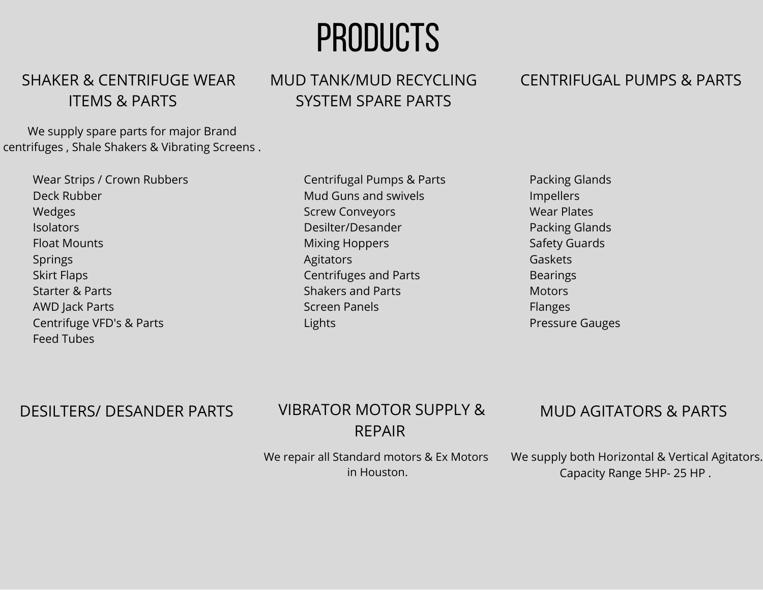# PRODUCTS

## SHAKER & CENTRIFUGE WEAR ITEMS & PARTS

We supply spare parts for major Brand centrifuges , Shale Shakers & Vibrating Screens .

- Wear Strips / Crown Rubbers
- Deck Rubber
- Wedges
- Isolators
- Float Mounts
- Springs
- Skirt Flaps
- Starter & Parts
- AWD Jack Parts
- Centrifuge VFD's & Parts
- Feed Tubes

## MUD TANK/MUD RECYCLING SYSTEM SPARE PARTS

- Centrifugal Pumps & Parts
- Mud Guns and swivels
- Screw Conveyors
- Desilter/Desander
- Mixing Hoppers
- Agitators
- Centrifuges and Parts
- Shakers and Parts
- Screen Panels
- Lights

## CENTRIFUGAL PUMPS & PARTS

- Packing Glands
- Impellers
- Wear Plates
- Packing Glands
- Safety Guards
- Gaskets
- Bearings
- Motors
- Flanges
- Pressure Gauges

## DESILTERS/ DESANDER PARTS

## VIBRATOR MOTOR SUPPLY & REPAIR

We repair all Standard motors & Ex Motors in Houston.

## MUD AGITATORS & PARTS

We supply both Horizontal & Vertical Agitators. Capacity Range 5HP- 25 HP .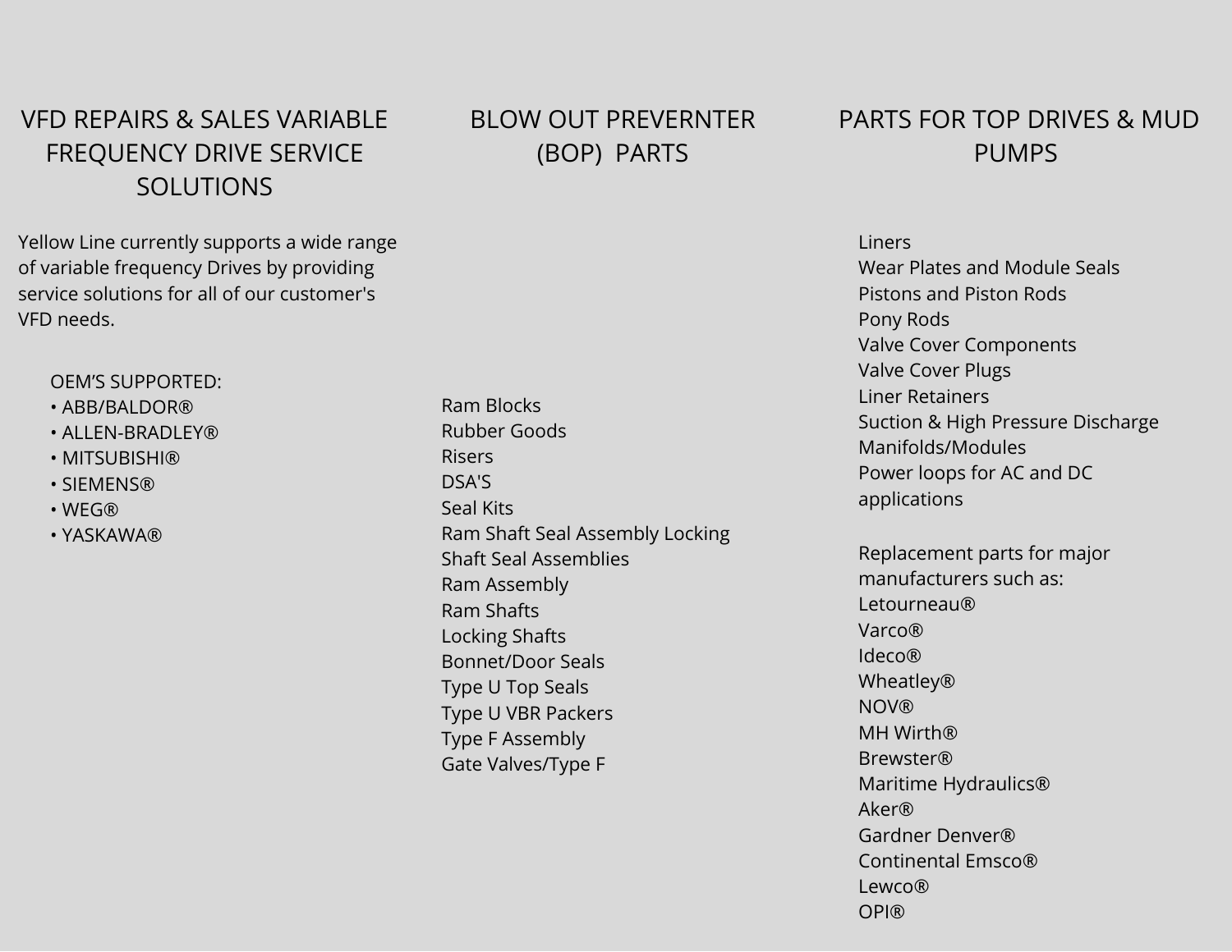## VFD REPAIRS & SALES VARIABLE FREQUENCY DRIVE SERVICE SOLUTIONS

Yellow Line currently supports a wide range of variable frequency Drives by providing service solutions for all of our customer's VFD needs.

OEM'S SUPPORTED:

- ABB/BALDOR®
- ALLEN-BRADLEY®
- MITSUBISHI®
- SIEMENS®
- WEG®
- YASKAWA®

## BLOW OUT PREVERNTER (BOP) PARTS

Ram Blocks
Rubber Goods
Risers
DSA'S
Seal Kits
Ram Shaft Seal Assembly Locking
Shaft Seal Assemblies
Ram Assembly
Ram Shafts
Locking Shafts
Bonnet/Door Seals
Type U Top Seals
Type U VBR Packers
Type F Assembly
Gate Valves/Type F

## PARTS FOR TOP DRIVES & MUD PUMPS

Liners
Wear Plates and Module Seals
Pistons and Piston Rods
Pony Rods
Valve Cover Components
Valve Cover Plugs
Liner Retainers
Suction & High Pressure Discharge Manifolds/Modules
Power loops for AC and DC applications

Replacement parts for major manufacturers such as:
Letourneau®
Varco®
Ideco®
Wheatley®
NOV®
MH Wirth®
Brewster®
Maritime Hydraulics®
Aker®
Gardner Denver®
Continental Emsco®
Lewco®
OPI®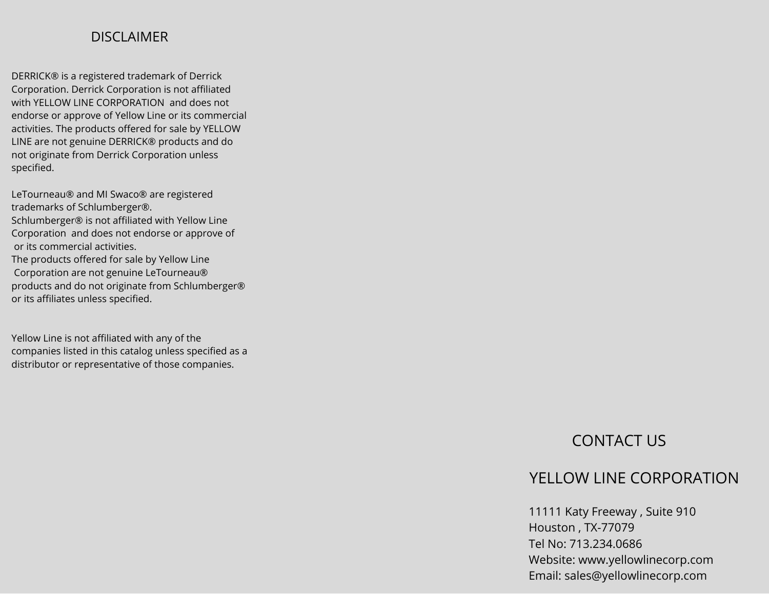## DISCLAIMER

DERRICK® is a registered trademark of Derrick Corporation. Derrick Corporation is not affiliated with YELLOW LINE CORPORATION and does not endorse or approve of Yellow Line or its commercial activities. The products offered for sale by YELLOW LINE are not genuine DERRICK® products and do not originate from Derrick Corporation unless specified.

LeTourneau® and MI Swaco® are registered trademarks of Schlumberger®.
Schlumberger® is not affiliated with Yellow Line Corporation and does not endorse or approve of or its commercial activities.
The products offered for sale by Yellow Line Corporation are not genuine LeTourneau® products and do not originate from Schlumberger® or its affiliates unless specified.

Yellow Line is not affiliated with any of the companies listed in this catalog unless specified as a distributor or representative of those companies.

## CONTACT US

### YELLOW LINE CORPORATION

11111 Katy Freeway , Suite 910
Houston , TX-77079
Tel No: 713.234.0686
Website: www.yellowlinecorp.com
Email: sales@yellowlinecorp.com